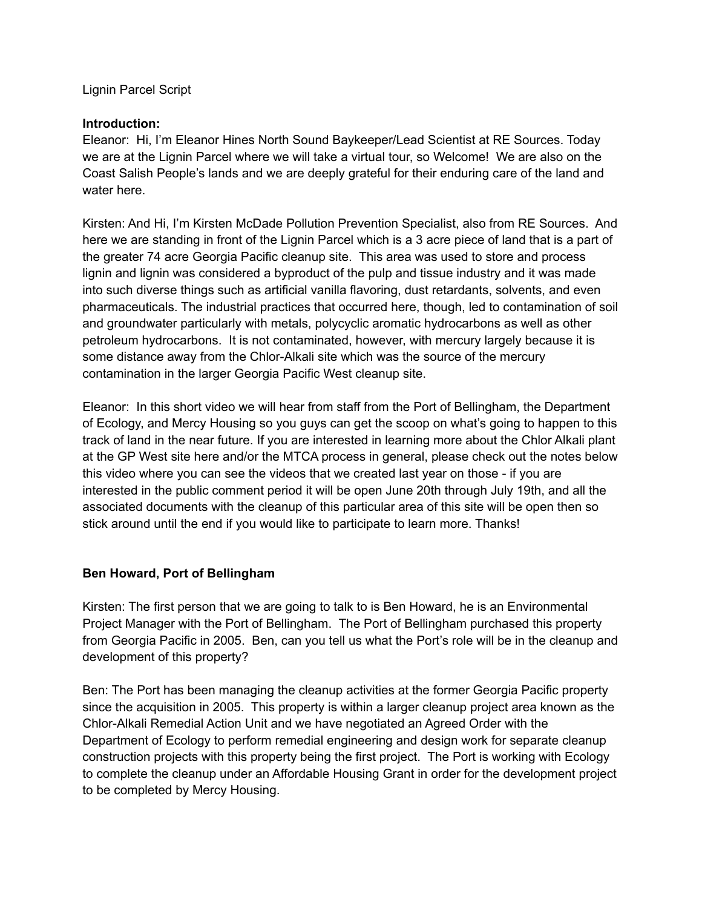Lignin Parcel Script

**Introduction:**

Eleanor: Hi, I'm Eleanor Hines North Sound Baykeeper/Lead Scientist at RE Sources. Today we are at the Lignin Parcel where we will take a virtual tour, so Welcome! We are also on the Coast Salish People's lands and we are deeply grateful for their enduring care of the land and water here.

Kirsten: And Hi, I'm Kirsten McDade Pollution Prevention Specialist, also from RE Sources. And here we are standing in front of the Lignin Parcel which is a 3 acre piece of land that is a part of the greater 74 acre Georgia Pacific cleanup site. This area was used to store and process lignin and lignin was considered a byproduct of the pulp and tissue industry and it was made into such diverse things such as artificial vanilla flavoring, dust retardants, solvents, and even pharmaceuticals. The industrial practices that occurred here, though, led to contamination of soil and groundwater particularly with metals, polycyclic aromatic hydrocarbons as well as other petroleum hydrocarbons. It is not contaminated, however, with mercury largely because it is some distance away from the Chlor-Alkali site which was the source of the mercury contamination in the larger Georgia Pacific West cleanup site.

Eleanor: In this short video we will hear from staff from the Port of Bellingham, the Department of Ecology, and Mercy Housing so you guys can get the scoop on what's going to happen to this track of land in the near future. If you are interested in learning more about the Chlor Alkali plant at the GP West site here and/or the MTCA process in general, please check out the notes below this video where you can see the videos that we created last year on those - if you are interested in the public comment period it will be open June 20th through July 19th, and all the associated documents with the cleanup of this particular area of this site will be open then so stick around until the end if you would like to participate to learn more. Thanks!

**Ben Howard, Port of Bellingham**

Kirsten: The first person that we are going to talk to is Ben Howard, he is an Environmental Project Manager with the Port of Bellingham. The Port of Bellingham purchased this property from Georgia Pacific in 2005. Ben, can you tell us what the Port's role will be in the cleanup and development of this property?

Ben: The Port has been managing the cleanup activities at the former Georgia Pacific property since the acquisition in 2005. This property is within a larger cleanup project area known as the Chlor-Alkali Remedial Action Unit and we have negotiated an Agreed Order with the Department of Ecology to perform remedial engineering and design work for separate cleanup construction projects with this property being the first project. The Port is working with Ecology to complete the cleanup under an Affordable Housing Grant in order for the development project to be completed by Mercy Housing.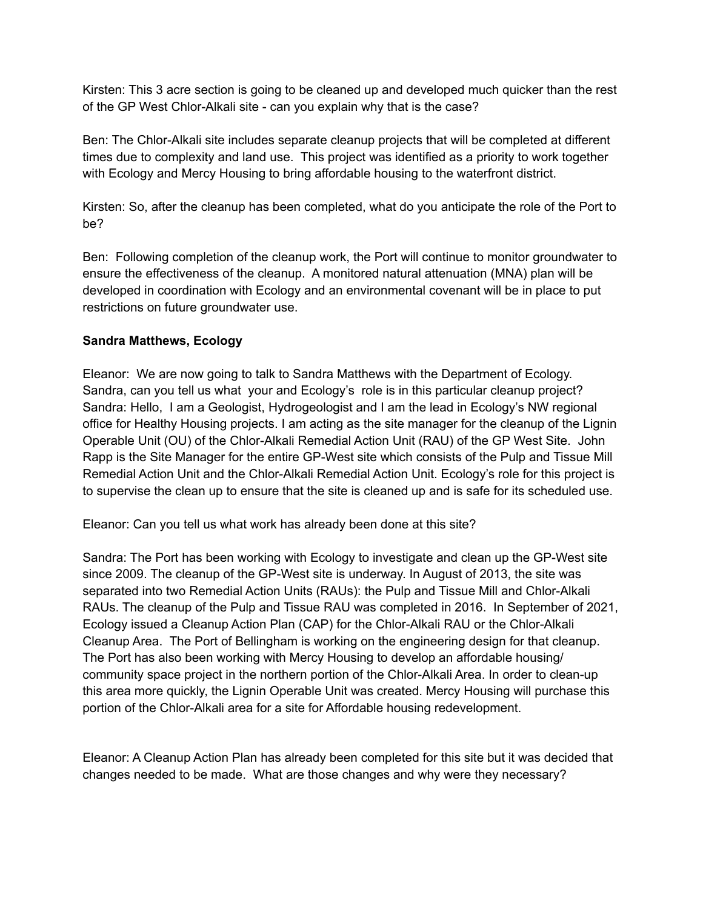Kirsten: This 3 acre section is going to be cleaned up and developed much quicker than the rest of the GP West Chlor-Alkali site - can you explain why that is the case?

Ben: The Chlor-Alkali site includes separate cleanup projects that will be completed at different times due to complexity and land use. This project was identified as a priority to work together with Ecology and Mercy Housing to bring affordable housing to the waterfront district.

Kirsten: So, after the cleanup has been completed, what do you anticipate the role of the Port to be?

Ben: Following completion of the cleanup work, the Port will continue to monitor groundwater to ensure the effectiveness of the cleanup. A monitored natural attenuation (MNA) plan will be developed in coordination with Ecology and an environmental covenant will be in place to put restrictions on future groundwater use.

**Sandra Matthews, Ecology**

Eleanor: We are now going to talk to Sandra Matthews with the Department of Ecology. Sandra, can you tell us what your and Ecology's role is in this particular cleanup project?

Sandra: Hello, I am a Geologist, Hydrogeologist and I am the lead in Ecology's NW regional office for Healthy Housing projects. I am acting as the site manager for the cleanup of the Lignin Operable Unit (OU) of the Chlor-Alkali Remedial Action Unit (RAU) of the GP West Site. John Rapp is the Site Manager for the entire GP-West site which consists of the Pulp and Tissue Mill Remedial Action Unit and the Chlor-Alkali Remedial Action Unit. Ecology's role for this project is to supervise the clean up to ensure that the site is cleaned up and is safe for its scheduled use.

Eleanor: Can you tell us what work has already been done at this site?

Sandra: The Port has been working with Ecology to investigate and clean up the GP-West site since 2009. The cleanup of the GP-West site is underway. In August of 2013, the site was separated into two Remedial Action Units (RAUs): the Pulp and Tissue Mill and Chlor-Alkali RAUs. The cleanup of the Pulp and Tissue RAU was completed in 2016. In September of 2021, Ecology issued a Cleanup Action Plan (CAP) for the Chlor-Alkali RAU or the Chlor-Alkali Cleanup Area. The Port of Bellingham is working on the engineering design for that cleanup. The Port has also been working with Mercy Housing to develop an affordable housing/ community space project in the northern portion of the Chlor-Alkali Area. In order to clean-up this area more quickly, the Lignin Operable Unit was created. Mercy Housing will purchase this portion of the Chlor-Alkali area for a site for Affordable housing redevelopment.

Eleanor: A Cleanup Action Plan has already been completed for this site but it was decided that changes needed to be made. What are those changes and why were they necessary?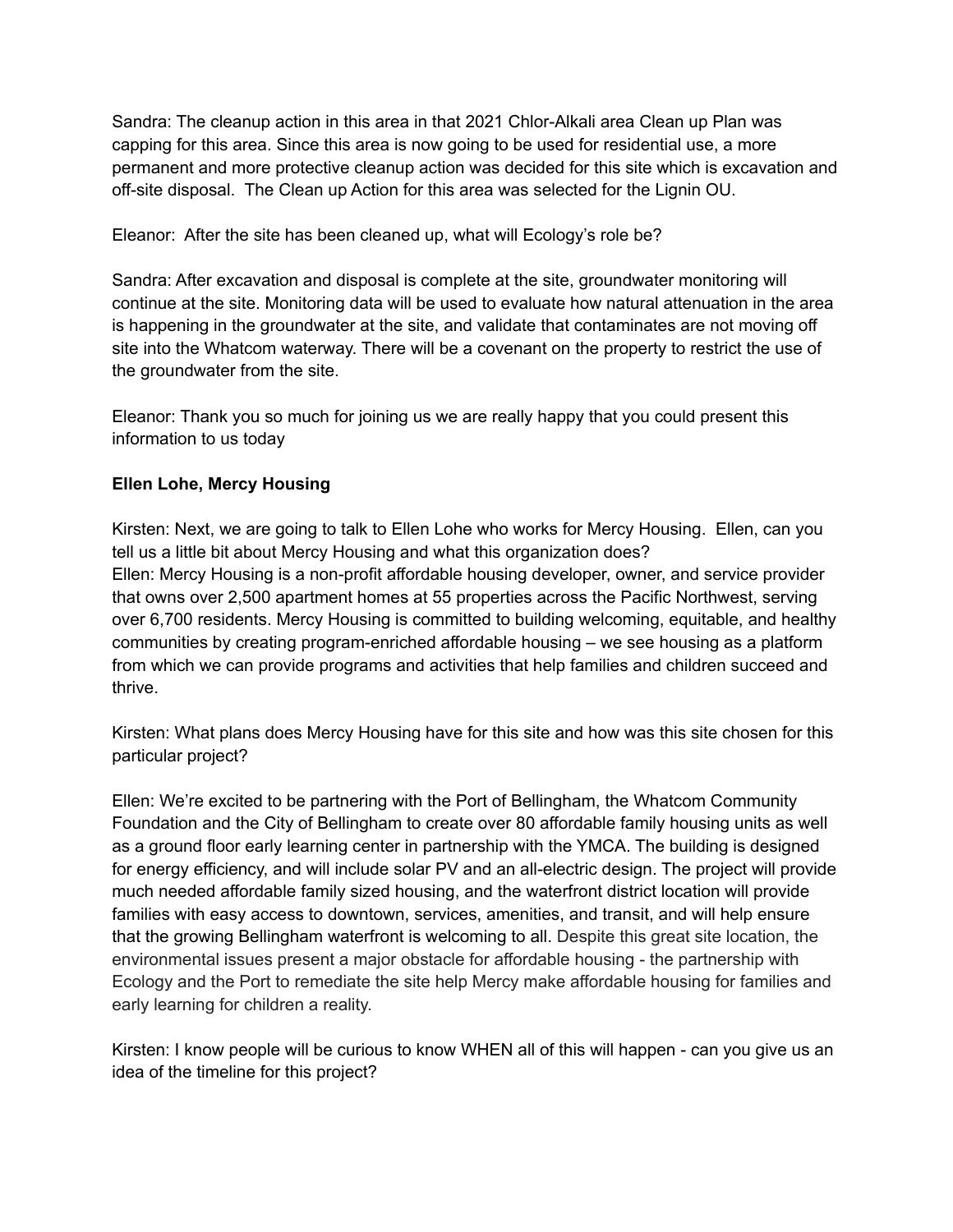Sandra: The cleanup action in this area in that 2021 Chlor-Alkali area Clean up Plan was capping for this area. Since this area is now going to be used for residential use, a more permanent and more protective cleanup action was decided for this site which is excavation and off-site disposal. The Clean up Action for this area was selected for the Lignin OU.

Eleanor: After the site has been cleaned up, what will Ecology's role be?

Sandra: After excavation and disposal is complete at the site, groundwater monitoring will continue at the site. Monitoring data will be used to evaluate how natural attenuation in the area is happening in the groundwater at the site, and validate that contaminates are not moving off site into the Whatcom waterway. There will be a covenant on the property to restrict the use of the groundwater from the site.

Eleanor: Thank you so much for joining us we are really happy that you could present this information to us today

**Ellen Lohe, Mercy Housing**

Kirsten: Next, we are going to talk to Ellen Lohe who works for Mercy Housing. Ellen, can you tell us a little bit about Mercy Housing and what this organization does?
Ellen: Mercy Housing is a non-profit affordable housing developer, owner, and service provider that owns over 2,500 apartment homes at 55 properties across the Pacific Northwest, serving over 6,700 residents. Mercy Housing is committed to building welcoming, equitable, and healthy communities by creating program-enriched affordable housing – we see housing as a platform from which we can provide programs and activities that help families and children succeed and thrive.

Kirsten: What plans does Mercy Housing have for this site and how was this site chosen for this particular project?

Ellen: We're excited to be partnering with the Port of Bellingham, the Whatcom Community Foundation and the City of Bellingham to create over 80 affordable family housing units as well as a ground floor early learning center in partnership with the YMCA. The building is designed for energy efficiency, and will include solar PV and an all-electric design. The project will provide much needed affordable family sized housing, and the waterfront district location will provide families with easy access to downtown, services, amenities, and transit, and will help ensure that the growing Bellingham waterfront is welcoming to all. Despite this great site location, the environmental issues present a major obstacle for affordable housing - the partnership with Ecology and the Port to remediate the site help Mercy make affordable housing for families and early learning for children a reality.

Kirsten: I know people will be curious to know WHEN all of this will happen - can you give us an idea of the timeline for this project?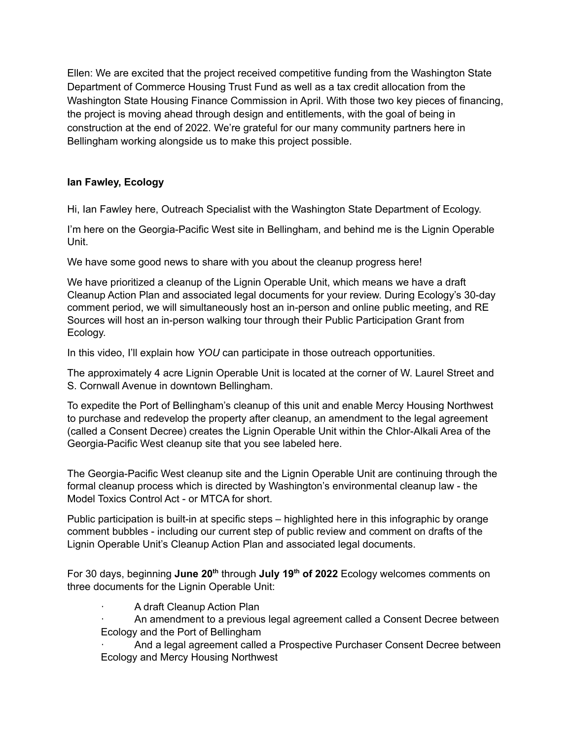Ellen: We are excited that the project received competitive funding from the Washington State Department of Commerce Housing Trust Fund as well as a tax credit allocation from the Washington State Housing Finance Commission in April. With those two key pieces of financing, the project is moving ahead through design and entitlements, with the goal of being in construction at the end of 2022. We're grateful for our many community partners here in Bellingham working alongside us to make this project possible.

**Ian Fawley, Ecology**

Hi, Ian Fawley here, Outreach Specialist with the Washington State Department of Ecology.

I'm here on the Georgia-Pacific West site in Bellingham, and behind me is the Lignin Operable Unit.

We have some good news to share with you about the cleanup progress here!

We have prioritized a cleanup of the Lignin Operable Unit, which means we have a draft Cleanup Action Plan and associated legal documents for your review. During Ecology's 30-day comment period, we will simultaneously host an in-person and online public meeting, and RE Sources will host an in-person walking tour through their Public Participation Grant from Ecology.

In this video, I'll explain how *YOU* can participate in those outreach opportunities.

The approximately 4 acre Lignin Operable Unit is located at the corner of W. Laurel Street and S. Cornwall Avenue in downtown Bellingham.

To expedite the Port of Bellingham's cleanup of this unit and enable Mercy Housing Northwest to purchase and redevelop the property after cleanup, an amendment to the legal agreement (called a Consent Decree) creates the Lignin Operable Unit within the Chlor-Alkali Area of the Georgia-Pacific West cleanup site that you see labeled here.

The Georgia-Pacific West cleanup site and the Lignin Operable Unit are continuing through the formal cleanup process which is directed by Washington's environmental cleanup law - the Model Toxics Control Act - or MTCA for short.

Public participation is built-in at specific steps – highlighted here in this infographic by orange comment bubbles - including our current step of public review and comment on drafts of the Lignin Operable Unit's Cleanup Action Plan and associated legal documents.

For 30 days, beginning **June 20th** through **July 19th of 2022** Ecology welcomes comments on three documents for the Lignin Operable Unit:

- A draft Cleanup Action Plan
- An amendment to a previous legal agreement called a Consent Decree between Ecology and the Port of Bellingham
- And a legal agreement called a Prospective Purchaser Consent Decree between Ecology and Mercy Housing Northwest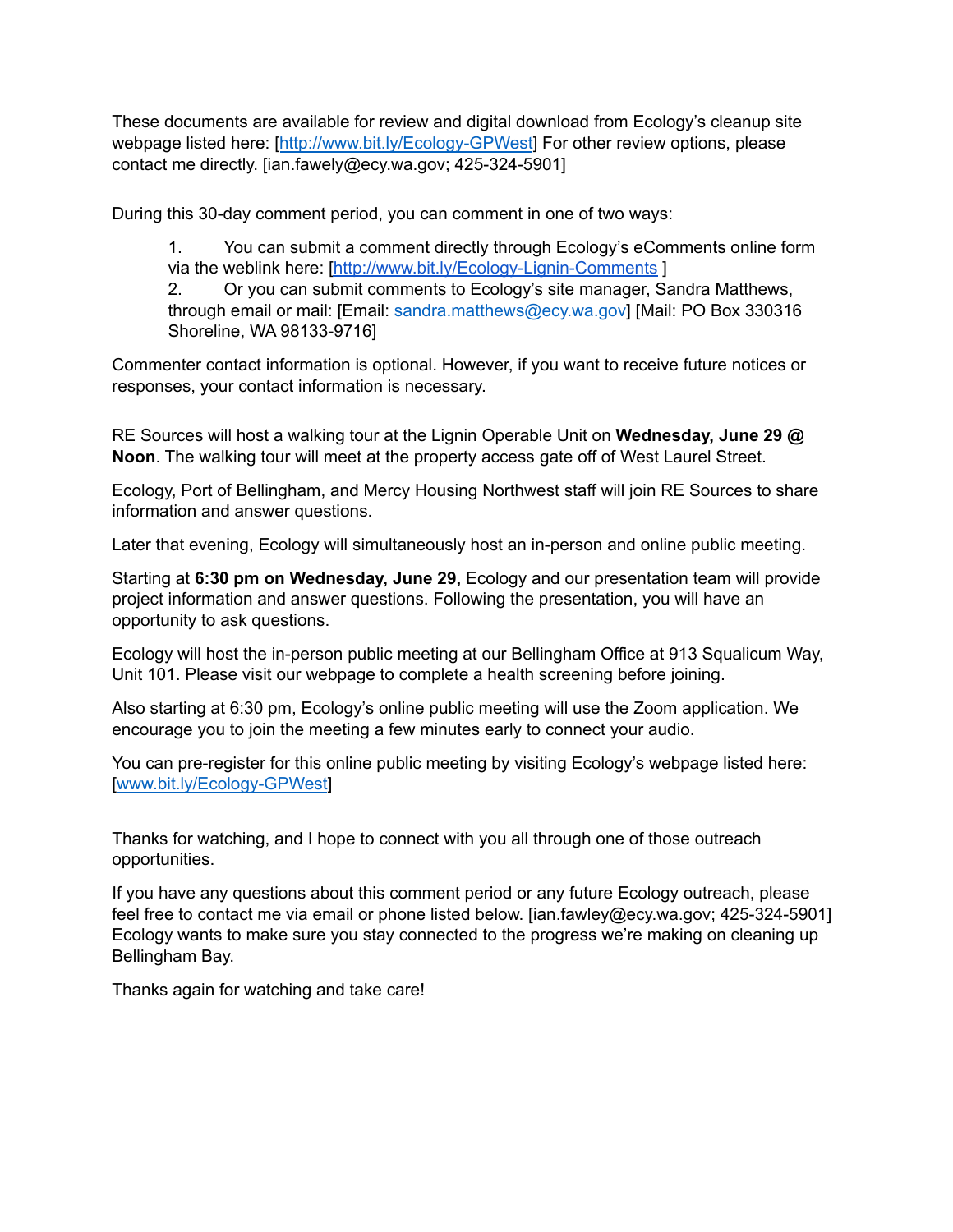These documents are available for review and digital download from Ecology's cleanup site webpage listed here: [http://www.bit.ly/Ecology-GPWest] For other review options, please contact me directly. [ian.fawely@ecy.wa.gov; 425-324-5901]

During this 30-day comment period, you can comment in one of two ways:

1. You can submit a comment directly through Ecology's eComments online form via the weblink here: [http://www.bit.ly/Ecology-Lignin-Comments ]
2. Or you can submit comments to Ecology's site manager, Sandra Matthews, through email or mail: [Email: sandra.matthews@ecy.wa.gov] [Mail: PO Box 330316 Shoreline, WA 98133-9716]

Commenter contact information is optional. However, if you want to receive future notices or responses, your contact information is necessary.

RE Sources will host a walking tour at the Lignin Operable Unit on **Wednesday, June 29 @ Noon**. The walking tour will meet at the property access gate off of West Laurel Street.

Ecology, Port of Bellingham, and Mercy Housing Northwest staff will join RE Sources to share information and answer questions.

Later that evening, Ecology will simultaneously host an in-person and online public meeting.

Starting at **6:30 pm on Wednesday, June 29,** Ecology and our presentation team will provide project information and answer questions. Following the presentation, you will have an opportunity to ask questions.

Ecology will host the in-person public meeting at our Bellingham Office at 913 Squalicum Way, Unit 101. Please visit our webpage to complete a health screening before joining.

Also starting at 6:30 pm, Ecology's online public meeting will use the Zoom application. We encourage you to join the meeting a few minutes early to connect your audio.

You can pre-register for this online public meeting by visiting Ecology's webpage listed here: [www.bit.ly/Ecology-GPWest]

Thanks for watching, and I hope to connect with you all through one of those outreach opportunities.

If you have any questions about this comment period or any future Ecology outreach, please feel free to contact me via email or phone listed below. [ian.fawley@ecy.wa.gov; 425-324-5901] Ecology wants to make sure you stay connected to the progress we're making on cleaning up Bellingham Bay.

Thanks again for watching and take care!